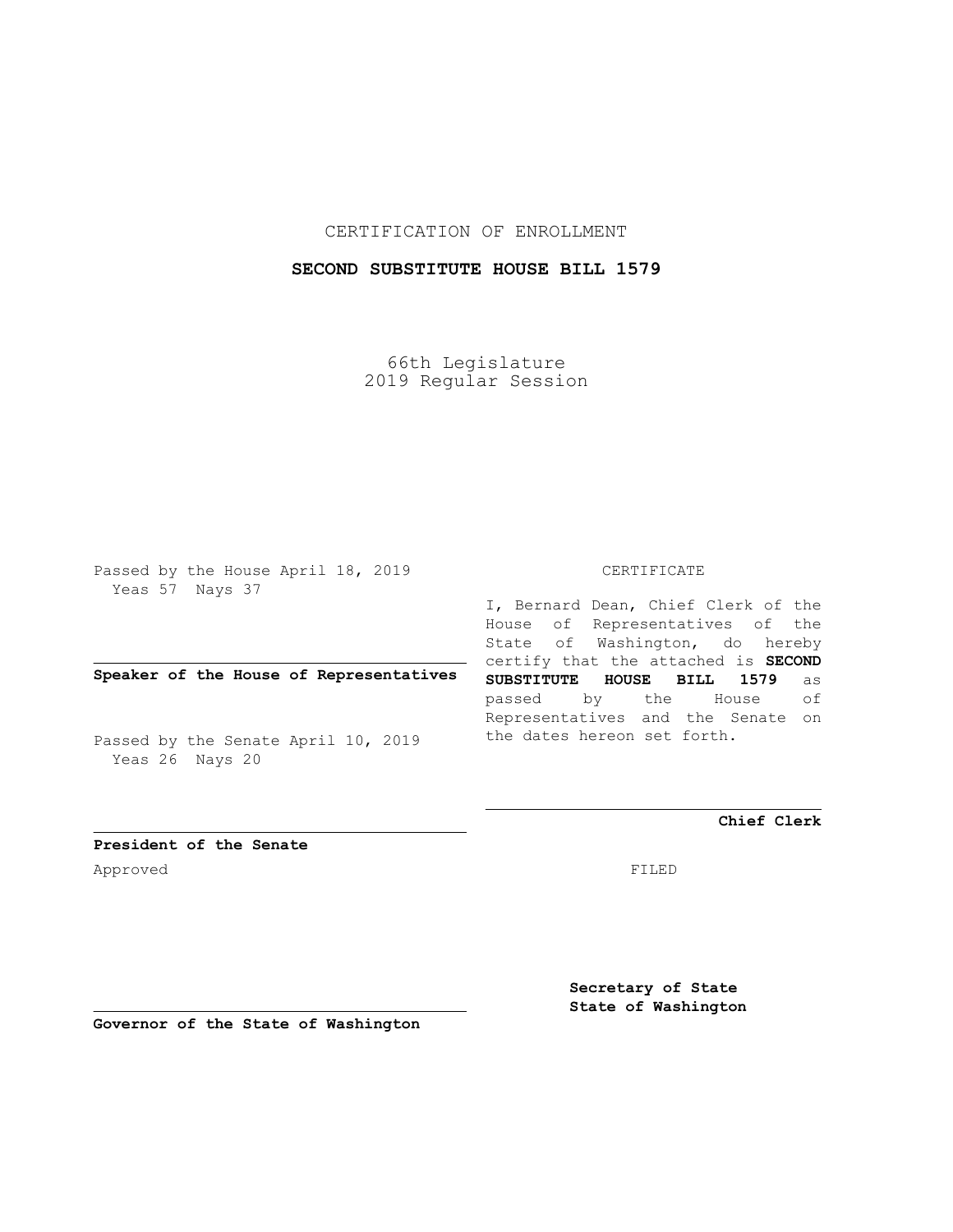CERTIFICATION OF ENROLLMENT

**SECOND SUBSTITUTE HOUSE BILL 1579**

66th Legislature
2019 Regular Session

Passed by the House April 18, 2019
Yeas 57 Nays 37

**Speaker of the House of Representatives**

Passed by the Senate April 10, 2019
Yeas 26 Nays 20

**President of the Senate**

Approved

**Governor of the State of Washington**

CERTIFICATE

I, Bernard Dean, Chief Clerk of the House of Representatives of the State of Washington, do hereby certify that the attached is **SECOND SUBSTITUTE HOUSE BILL 1579** as passed by the House of Representatives and the Senate on the dates hereon set forth.

**Chief Clerk**

FILED

**Secretary of State**
**State of Washington**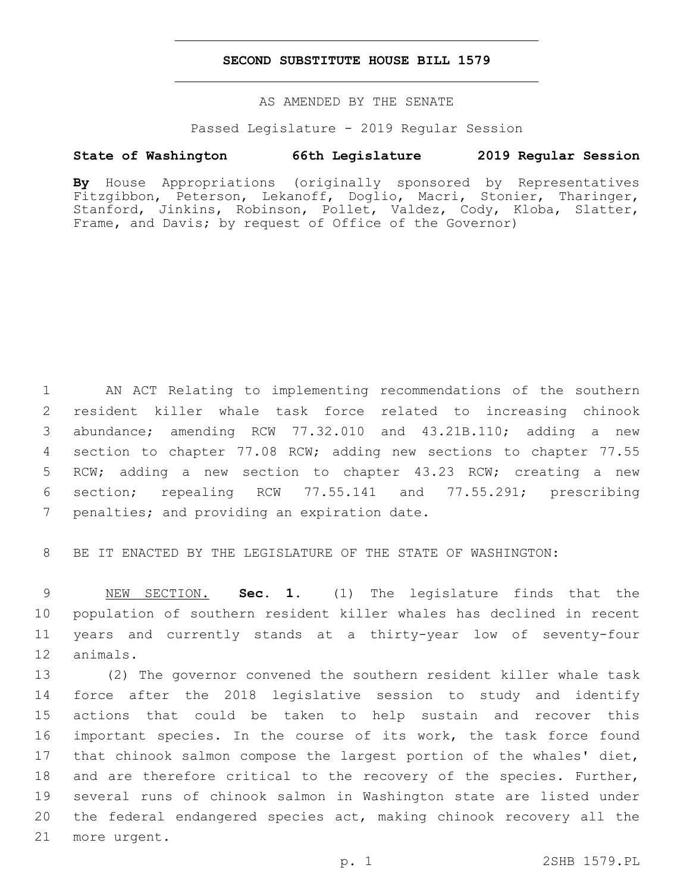# SECOND SUBSTITUTE HOUSE BILL 1579

AS AMENDED BY THE SENATE

Passed Legislature - 2019 Regular Session

**State of Washington 66th Legislature 2019 Regular Session**

**By** House Appropriations (originally sponsored by Representatives Fitzgibbon, Peterson, Lekanoff, Doglio, Macri, Stonier, Tharinger, Stanford, Jinkins, Robinson, Pollet, Valdez, Cody, Kloba, Slatter, Frame, and Davis; by request of Office of the Governor)

AN ACT Relating to implementing recommendations of the southern resident killer whale task force related to increasing chinook abundance; amending RCW 77.32.010 and 43.21B.110; adding a new section to chapter 77.08 RCW; adding new sections to chapter 77.55 RCW; adding a new section to chapter 43.23 RCW; creating a new section; repealing RCW 77.55.141 and 77.55.291; prescribing penalties; and providing an expiration date.

BE IT ENACTED BY THE LEGISLATURE OF THE STATE OF WASHINGTON:

NEW SECTION. **Sec. 1.** (1) The legislature finds that the population of southern resident killer whales has declined in recent years and currently stands at a thirty-year low of seventy-four animals.

(2) The governor convened the southern resident killer whale task force after the 2018 legislative session to study and identify actions that could be taken to help sustain and recover this important species. In the course of its work, the task force found that chinook salmon compose the largest portion of the whales' diet, and are therefore critical to the recovery of the species. Further, several runs of chinook salmon in Washington state are listed under the federal endangered species act, making chinook recovery all the more urgent.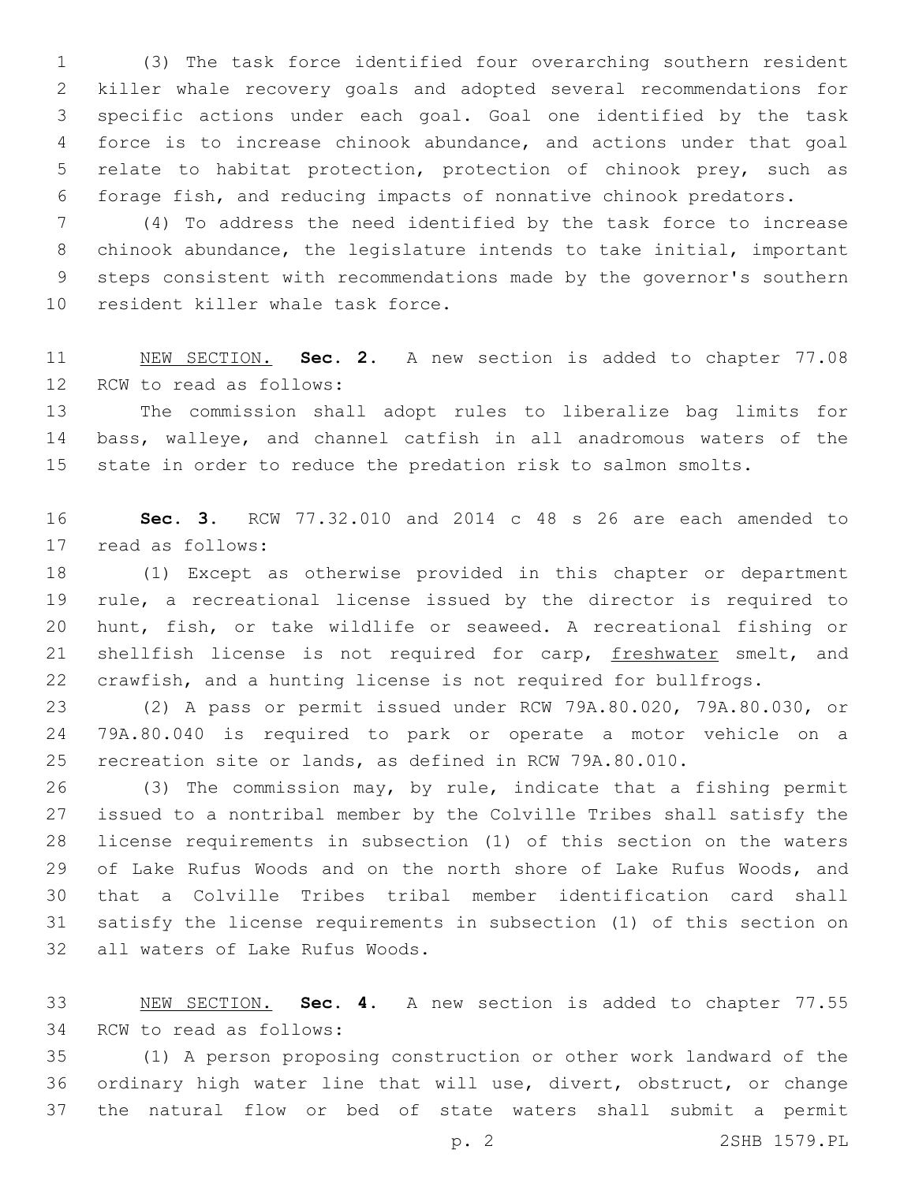(3) The task force identified four overarching southern resident killer whale recovery goals and adopted several recommendations for specific actions under each goal. Goal one identified by the task force is to increase chinook abundance, and actions under that goal relate to habitat protection, protection of chinook prey, such as forage fish, and reducing impacts of nonnative chinook predators.

(4) To address the need identified by the task force to increase chinook abundance, the legislature intends to take initial, important steps consistent with recommendations made by the governor's southern resident killer whale task force.

NEW SECTION. **Sec. 2.** A new section is added to chapter 77.08 RCW to read as follows:

The commission shall adopt rules to liberalize bag limits for bass, walleye, and channel catfish in all anadromous waters of the state in order to reduce the predation risk to salmon smolts.

**Sec. 3.** RCW 77.32.010 and 2014 c 48 s 26 are each amended to read as follows:

(1) Except as otherwise provided in this chapter or department rule, a recreational license issued by the director is required to hunt, fish, or take wildlife or seaweed. A recreational fishing or shellfish license is not required for carp, freshwater smelt, and crawfish, and a hunting license is not required for bullfrogs.

(2) A pass or permit issued under RCW 79A.80.020, 79A.80.030, or 79A.80.040 is required to park or operate a motor vehicle on a recreation site or lands, as defined in RCW 79A.80.010.

(3) The commission may, by rule, indicate that a fishing permit issued to a nontribal member by the Colville Tribes shall satisfy the license requirements in subsection (1) of this section on the waters of Lake Rufus Woods and on the north shore of Lake Rufus Woods, and that a Colville Tribes tribal member identification card shall satisfy the license requirements in subsection (1) of this section on all waters of Lake Rufus Woods.

NEW SECTION. **Sec. 4.** A new section is added to chapter 77.55 RCW to read as follows:

(1) A person proposing construction or other work landward of the ordinary high water line that will use, divert, obstruct, or change the natural flow or bed of state waters shall submit a permit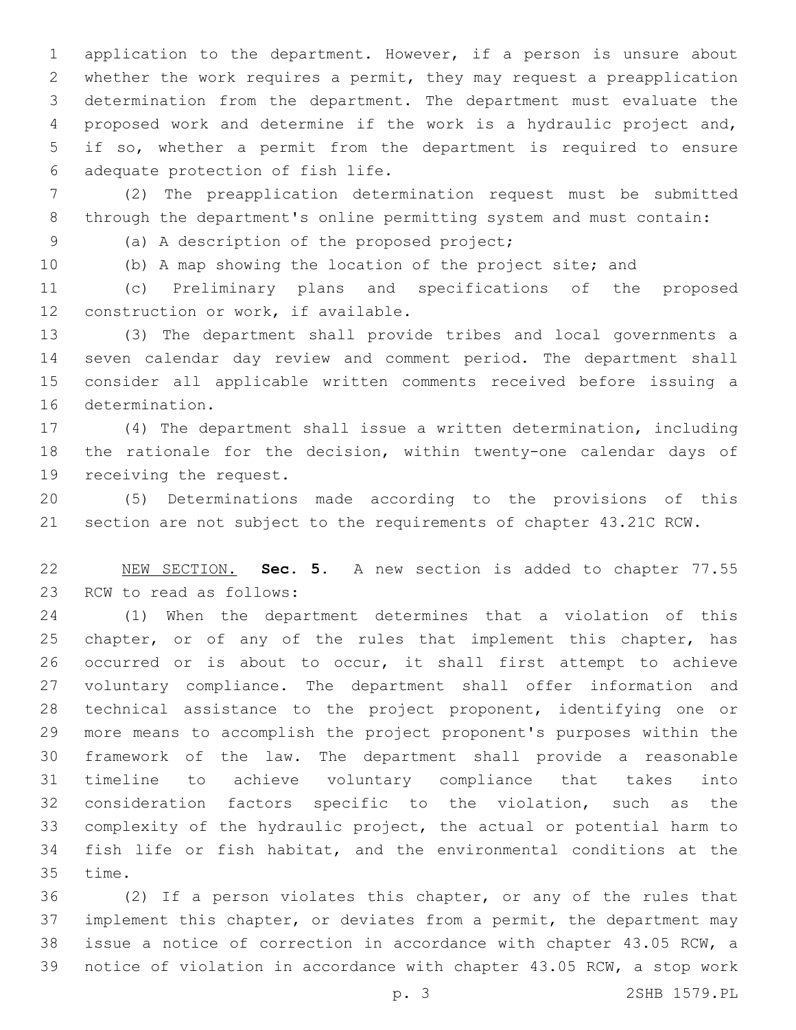application to the department. However, if a person is unsure about whether the work requires a permit, they may request a preapplication determination from the department. The department must evaluate the proposed work and determine if the work is a hydraulic project and, if so, whether a permit from the department is required to ensure adequate protection of fish life.

(2) The preapplication determination request must be submitted through the department's online permitting system and must contain:

(a) A description of the proposed project;

(b) A map showing the location of the project site; and

(c) Preliminary plans and specifications of the proposed construction or work, if available.

(3) The department shall provide tribes and local governments a seven calendar day review and comment period. The department shall consider all applicable written comments received before issuing a determination.

(4) The department shall issue a written determination, including the rationale for the decision, within twenty-one calendar days of receiving the request.

(5) Determinations made according to the provisions of this section are not subject to the requirements of chapter 43.21C RCW.

NEW SECTION. **Sec. 5.** A new section is added to chapter 77.55 RCW to read as follows:

(1) When the department determines that a violation of this chapter, or of any of the rules that implement this chapter, has occurred or is about to occur, it shall first attempt to achieve voluntary compliance. The department shall offer information and technical assistance to the project proponent, identifying one or more means to accomplish the project proponent's purposes within the framework of the law. The department shall provide a reasonable timeline to achieve voluntary compliance that takes into consideration factors specific to the violation, such as the complexity of the hydraulic project, the actual or potential harm to fish life or fish habitat, and the environmental conditions at the time.

(2) If a person violates this chapter, or any of the rules that implement this chapter, or deviates from a permit, the department may issue a notice of correction in accordance with chapter 43.05 RCW, a notice of violation in accordance with chapter 43.05 RCW, a stop work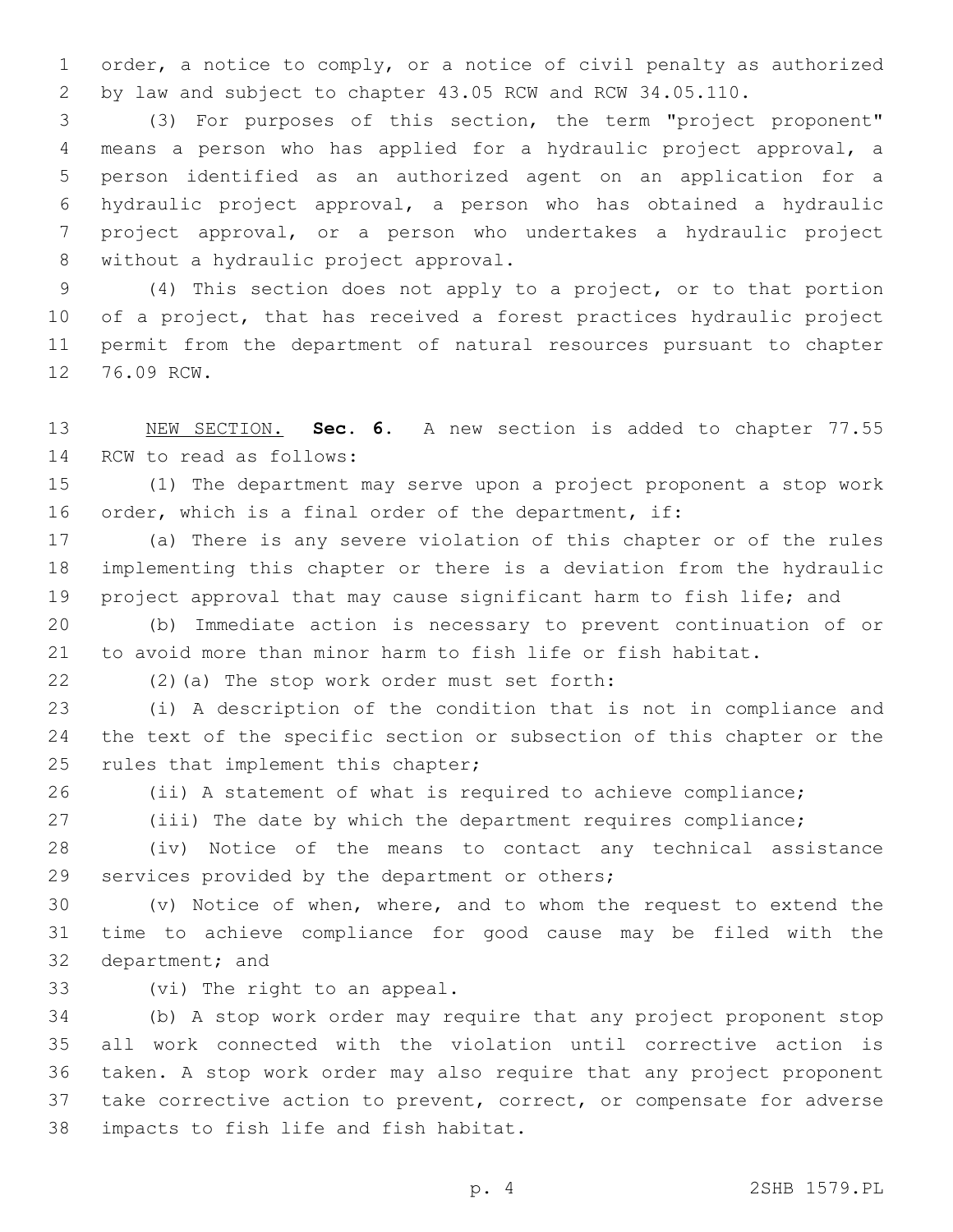order, a notice to comply, or a notice of civil penalty as authorized by law and subject to chapter 43.05 RCW and RCW 34.05.110.

(3) For purposes of this section, the term "project proponent" means a person who has applied for a hydraulic project approval, a person identified as an authorized agent on an application for a hydraulic project approval, a person who has obtained a hydraulic project approval, or a person who undertakes a hydraulic project without a hydraulic project approval.

(4) This section does not apply to a project, or to that portion of a project, that has received a forest practices hydraulic project permit from the department of natural resources pursuant to chapter 76.09 RCW.

NEW SECTION. **Sec. 6.** A new section is added to chapter 77.55 RCW to read as follows:

(1) The department may serve upon a project proponent a stop work order, which is a final order of the department, if:

(a) There is any severe violation of this chapter or of the rules implementing this chapter or there is a deviation from the hydraulic project approval that may cause significant harm to fish life; and

(b) Immediate action is necessary to prevent continuation of or to avoid more than minor harm to fish life or fish habitat.

(2)(a) The stop work order must set forth:

(i) A description of the condition that is not in compliance and the text of the specific section or subsection of this chapter or the rules that implement this chapter;

(ii) A statement of what is required to achieve compliance;

(iii) The date by which the department requires compliance;

(iv) Notice of the means to contact any technical assistance services provided by the department or others;

(v) Notice of when, where, and to whom the request to extend the time to achieve compliance for good cause may be filed with the department; and

(vi) The right to an appeal.

(b) A stop work order may require that any project proponent stop all work connected with the violation until corrective action is taken. A stop work order may also require that any project proponent take corrective action to prevent, correct, or compensate for adverse impacts to fish life and fish habitat.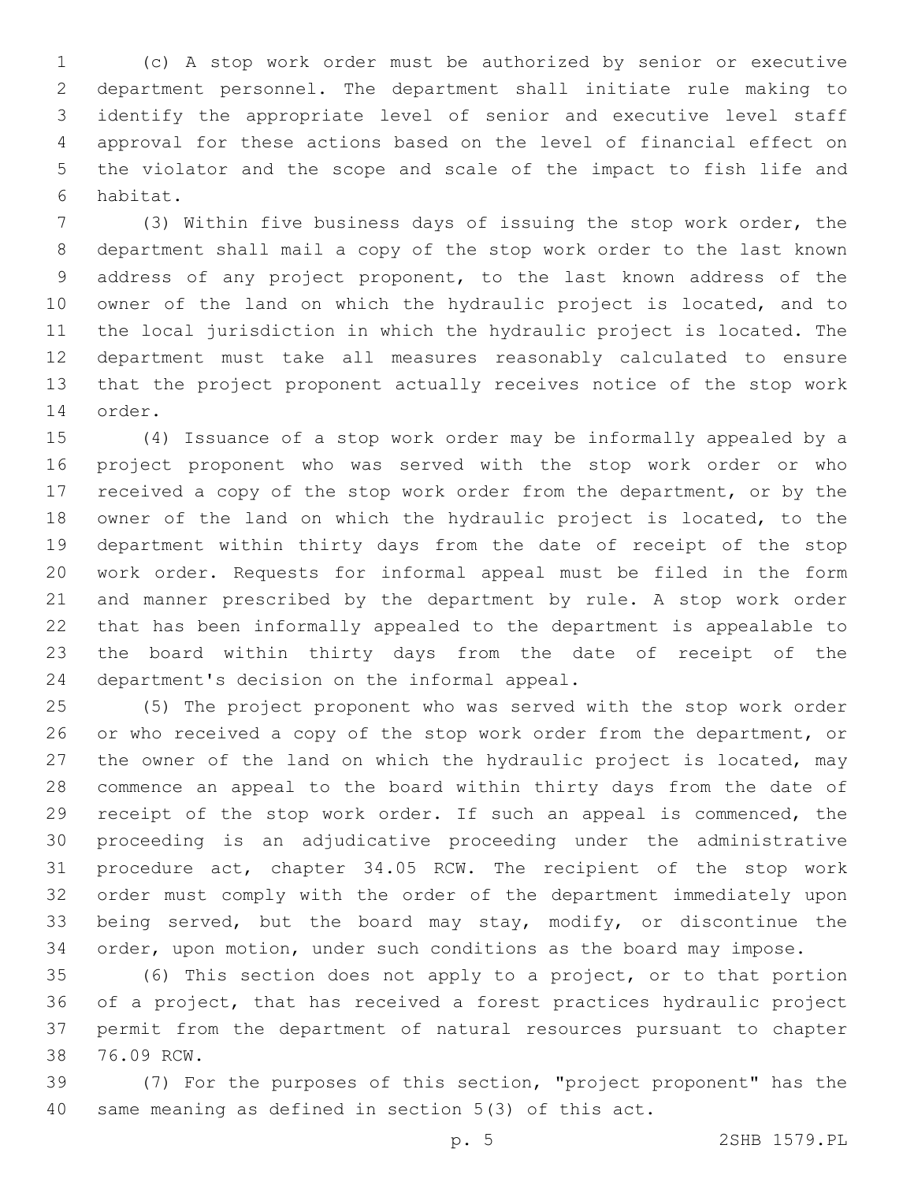(c) A stop work order must be authorized by senior or executive department personnel. The department shall initiate rule making to identify the appropriate level of senior and executive level staff approval for these actions based on the level of financial effect on the violator and the scope and scale of the impact to fish life and habitat.

(3) Within five business days of issuing the stop work order, the department shall mail a copy of the stop work order to the last known address of any project proponent, to the last known address of the owner of the land on which the hydraulic project is located, and to the local jurisdiction in which the hydraulic project is located. The department must take all measures reasonably calculated to ensure that the project proponent actually receives notice of the stop work order.

(4) Issuance of a stop work order may be informally appealed by a project proponent who was served with the stop work order or who received a copy of the stop work order from the department, or by the owner of the land on which the hydraulic project is located, to the department within thirty days from the date of receipt of the stop work order. Requests for informal appeal must be filed in the form and manner prescribed by the department by rule. A stop work order that has been informally appealed to the department is appealable to the board within thirty days from the date of receipt of the department's decision on the informal appeal.

(5) The project proponent who was served with the stop work order or who received a copy of the stop work order from the department, or the owner of the land on which the hydraulic project is located, may commence an appeal to the board within thirty days from the date of receipt of the stop work order. If such an appeal is commenced, the proceeding is an adjudicative proceeding under the administrative procedure act, chapter 34.05 RCW. The recipient of the stop work order must comply with the order of the department immediately upon being served, but the board may stay, modify, or discontinue the order, upon motion, under such conditions as the board may impose.

(6) This section does not apply to a project, or to that portion of a project, that has received a forest practices hydraulic project permit from the department of natural resources pursuant to chapter 76.09 RCW.

(7) For the purposes of this section, "project proponent" has the same meaning as defined in section 5(3) of this act.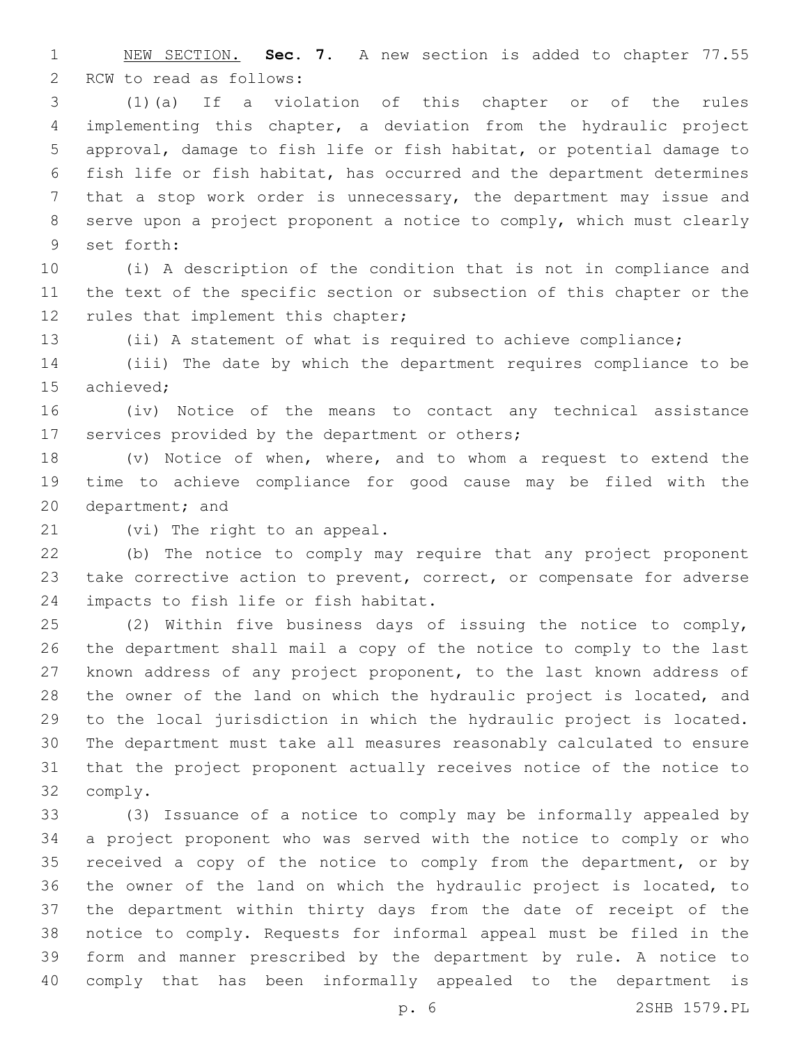NEW SECTION. **Sec. 7.** A new section is added to chapter 77.55 RCW to read as follows:

(1)(a) If a violation of this chapter or of the rules implementing this chapter, a deviation from the hydraulic project approval, damage to fish life or fish habitat, or potential damage to fish life or fish habitat, has occurred and the department determines that a stop work order is unnecessary, the department may issue and serve upon a project proponent a notice to comply, which must clearly set forth:

(i) A description of the condition that is not in compliance and the text of the specific section or subsection of this chapter or the rules that implement this chapter;

(ii) A statement of what is required to achieve compliance;

(iii) The date by which the department requires compliance to be achieved;

(iv) Notice of the means to contact any technical assistance services provided by the department or others;

(v) Notice of when, where, and to whom a request to extend the time to achieve compliance for good cause may be filed with the department; and

(vi) The right to an appeal.

(b) The notice to comply may require that any project proponent take corrective action to prevent, correct, or compensate for adverse impacts to fish life or fish habitat.

(2) Within five business days of issuing the notice to comply, the department shall mail a copy of the notice to comply to the last known address of any project proponent, to the last known address of the owner of the land on which the hydraulic project is located, and to the local jurisdiction in which the hydraulic project is located. The department must take all measures reasonably calculated to ensure that the project proponent actually receives notice of the notice to comply.

(3) Issuance of a notice to comply may be informally appealed by a project proponent who was served with the notice to comply or who received a copy of the notice to comply from the department, or by the owner of the land on which the hydraulic project is located, to the department within thirty days from the date of receipt of the notice to comply. Requests for informal appeal must be filed in the form and manner prescribed by the department by rule. A notice to comply that has been informally appealed to the department is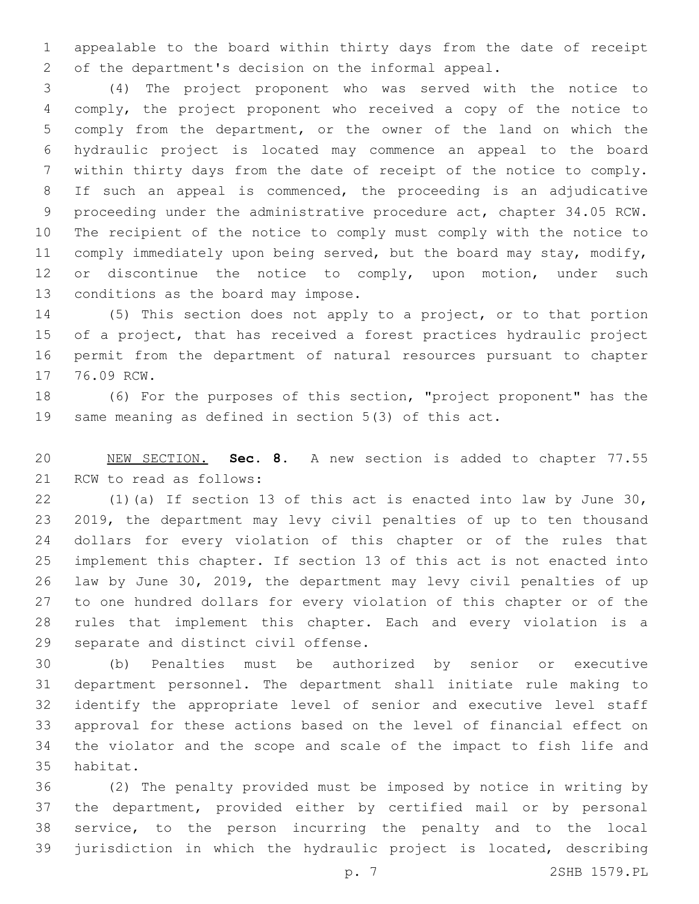appealable to the board within thirty days from the date of receipt of the department's decision on the informal appeal.

(4) The project proponent who was served with the notice to comply, the project proponent who received a copy of the notice to comply from the department, or the owner of the land on which the hydraulic project is located may commence an appeal to the board within thirty days from the date of receipt of the notice to comply. If such an appeal is commenced, the proceeding is an adjudicative proceeding under the administrative procedure act, chapter 34.05 RCW. The recipient of the notice to comply must comply with the notice to comply immediately upon being served, but the board may stay, modify, or discontinue the notice to comply, upon motion, under such conditions as the board may impose.

(5) This section does not apply to a project, or to that portion of a project, that has received a forest practices hydraulic project permit from the department of natural resources pursuant to chapter 76.09 RCW.

(6) For the purposes of this section, "project proponent" has the same meaning as defined in section 5(3) of this act.

NEW SECTION. **Sec. 8.** A new section is added to chapter 77.55 RCW to read as follows:

(1)(a) If section 13 of this act is enacted into law by June 30, 2019, the department may levy civil penalties of up to ten thousand dollars for every violation of this chapter or of the rules that implement this chapter. If section 13 of this act is not enacted into law by June 30, 2019, the department may levy civil penalties of up to one hundred dollars for every violation of this chapter or of the rules that implement this chapter. Each and every violation is a separate and distinct civil offense.

(b) Penalties must be authorized by senior or executive department personnel. The department shall initiate rule making to identify the appropriate level of senior and executive level staff approval for these actions based on the level of financial effect on the violator and the scope and scale of the impact to fish life and habitat.

(2) The penalty provided must be imposed by notice in writing by the department, provided either by certified mail or by personal service, to the person incurring the penalty and to the local jurisdiction in which the hydraulic project is located, describing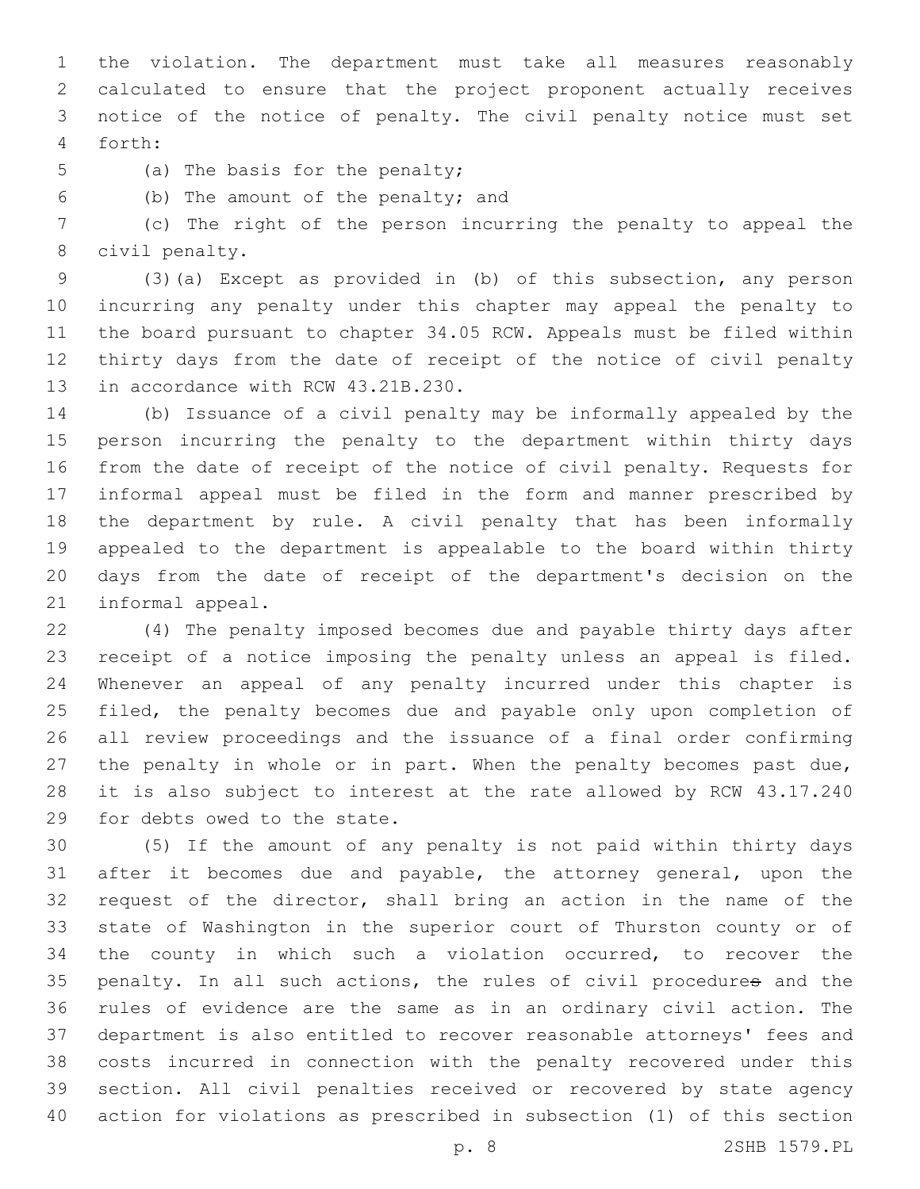the violation. The department must take all measures reasonably calculated to ensure that the project proponent actually receives notice of the notice of penalty. The civil penalty notice must set forth:

(a) The basis for the penalty;

(b) The amount of the penalty; and

(c) The right of the person incurring the penalty to appeal the civil penalty.

(3)(a) Except as provided in (b) of this subsection, any person incurring any penalty under this chapter may appeal the penalty to the board pursuant to chapter 34.05 RCW. Appeals must be filed within thirty days from the date of receipt of the notice of civil penalty in accordance with RCW 43.21B.230.

(b) Issuance of a civil penalty may be informally appealed by the person incurring the penalty to the department within thirty days from the date of receipt of the notice of civil penalty. Requests for informal appeal must be filed in the form and manner prescribed by the department by rule. A civil penalty that has been informally appealed to the department is appealable to the board within thirty days from the date of receipt of the department's decision on the informal appeal.

(4) The penalty imposed becomes due and payable thirty days after receipt of a notice imposing the penalty unless an appeal is filed. Whenever an appeal of any penalty incurred under this chapter is filed, the penalty becomes due and payable only upon completion of all review proceedings and the issuance of a final order confirming the penalty in whole or in part. When the penalty becomes past due, it is also subject to interest at the rate allowed by RCW 43.17.240 for debts owed to the state.

(5) If the amount of any penalty is not paid within thirty days after it becomes due and payable, the attorney general, upon the request of the director, shall bring an action in the name of the state of Washington in the superior court of Thurston county or of the county in which such a violation occurred, to recover the penalty. In all such actions, the rules of civil procedure and the rules of evidence are the same as in an ordinary civil action. The department is also entitled to recover reasonable attorneys' fees and costs incurred in connection with the penalty recovered under this section. All civil penalties received or recovered by state agency action for violations as prescribed in subsection (1) of this section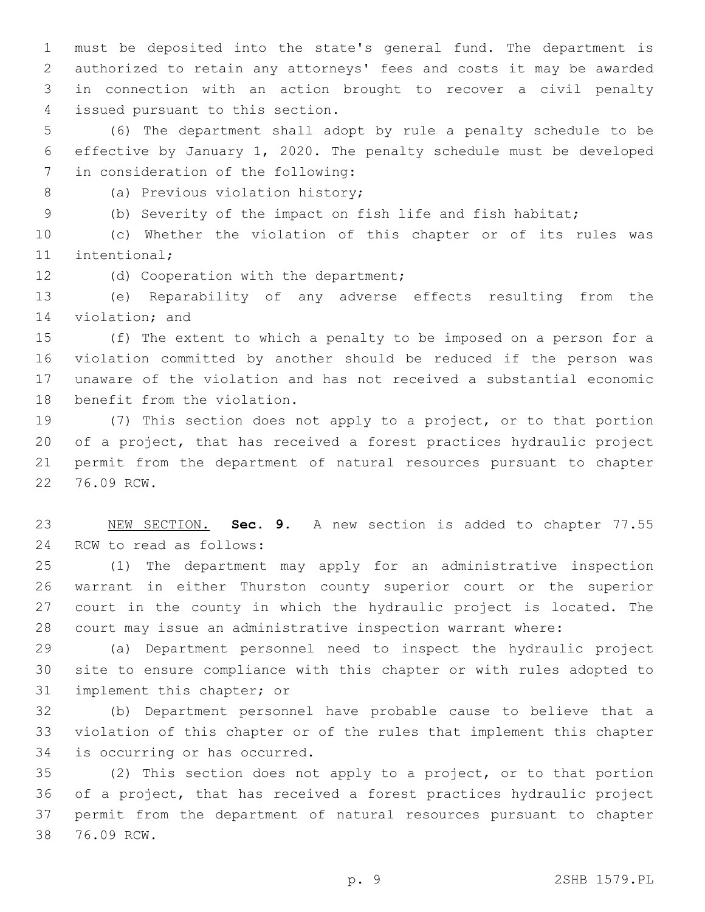must be deposited into the state's general fund. The department is authorized to retain any attorneys' fees and costs it may be awarded in connection with an action brought to recover a civil penalty issued pursuant to this section.

(6) The department shall adopt by rule a penalty schedule to be effective by January 1, 2020. The penalty schedule must be developed in consideration of the following:

(a) Previous violation history;

(b) Severity of the impact on fish life and fish habitat;

(c) Whether the violation of this chapter or of its rules was intentional;

(d) Cooperation with the department;

(e) Reparability of any adverse effects resulting from the violation; and

(f) The extent to which a penalty to be imposed on a person for a violation committed by another should be reduced if the person was unaware of the violation and has not received a substantial economic benefit from the violation.

(7) This section does not apply to a project, or to that portion of a project, that has received a forest practices hydraulic project permit from the department of natural resources pursuant to chapter 76.09 RCW.

NEW SECTION. **Sec. 9.** A new section is added to chapter 77.55 RCW to read as follows:

(1) The department may apply for an administrative inspection warrant in either Thurston county superior court or the superior court in the county in which the hydraulic project is located. The court may issue an administrative inspection warrant where:

(a) Department personnel need to inspect the hydraulic project site to ensure compliance with this chapter or with rules adopted to implement this chapter; or

(b) Department personnel have probable cause to believe that a violation of this chapter or of the rules that implement this chapter is occurring or has occurred.

(2) This section does not apply to a project, or to that portion of a project, that has received a forest practices hydraulic project permit from the department of natural resources pursuant to chapter 76.09 RCW.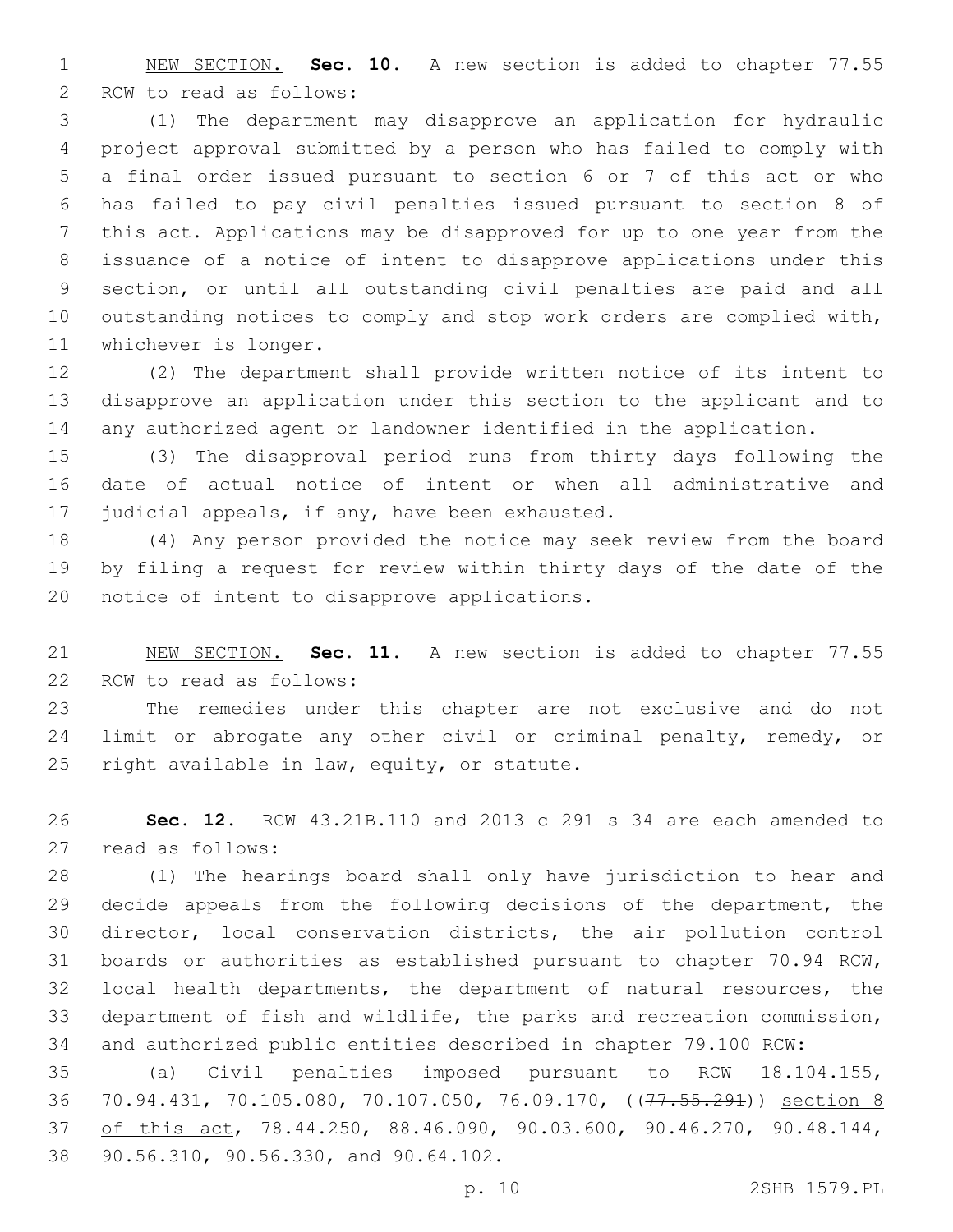NEW SECTION. **Sec. 10.** A new section is added to chapter 77.55 RCW to read as follows:

(1) The department may disapprove an application for hydraulic project approval submitted by a person who has failed to comply with a final order issued pursuant to section 6 or 7 of this act or who has failed to pay civil penalties issued pursuant to section 8 of this act. Applications may be disapproved for up to one year from the issuance of a notice of intent to disapprove applications under this section, or until all outstanding civil penalties are paid and all outstanding notices to comply and stop work orders are complied with, whichever is longer.

(2) The department shall provide written notice of its intent to disapprove an application under this section to the applicant and to any authorized agent or landowner identified in the application.

(3) The disapproval period runs from thirty days following the date of actual notice of intent or when all administrative and judicial appeals, if any, have been exhausted.

(4) Any person provided the notice may seek review from the board by filing a request for review within thirty days of the date of the notice of intent to disapprove applications.

NEW SECTION. **Sec. 11.** A new section is added to chapter 77.55 RCW to read as follows:

The remedies under this chapter are not exclusive and do not limit or abrogate any other civil or criminal penalty, remedy, or right available in law, equity, or statute.

**Sec. 12.** RCW 43.21B.110 and 2013 c 291 s 34 are each amended to read as follows:

(1) The hearings board shall only have jurisdiction to hear and decide appeals from the following decisions of the department, the director, local conservation districts, the air pollution control boards or authorities as established pursuant to chapter 70.94 RCW, local health departments, the department of natural resources, the department of fish and wildlife, the parks and recreation commission, and authorized public entities described in chapter 79.100 RCW:

(a) Civil penalties imposed pursuant to RCW 18.104.155, 70.94.431, 70.105.080, 70.107.050, 76.09.170, ((~~77.55.291~~)) section 8 of this act, 78.44.250, 88.46.090, 90.03.600, 90.46.270, 90.48.144, 90.56.310, 90.56.330, and 90.64.102.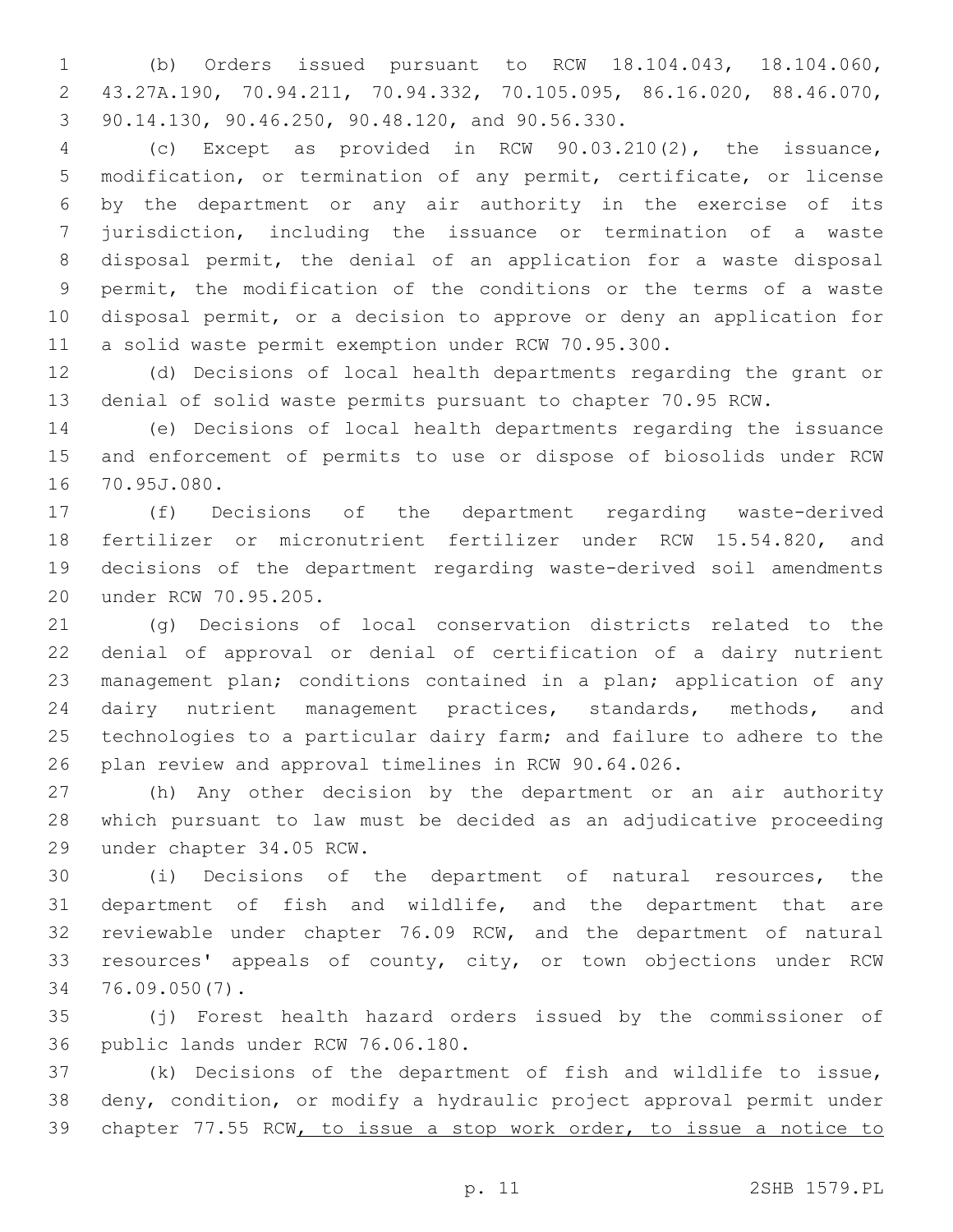(b) Orders issued pursuant to RCW 18.104.043, 18.104.060, 43.27A.190, 70.94.211, 70.94.332, 70.105.095, 86.16.020, 88.46.070, 90.14.130, 90.46.250, 90.48.120, and 90.56.330.

(c) Except as provided in RCW 90.03.210(2), the issuance, modification, or termination of any permit, certificate, or license by the department or any air authority in the exercise of its jurisdiction, including the issuance or termination of a waste disposal permit, the denial of an application for a waste disposal permit, the modification of the conditions or the terms of a waste disposal permit, or a decision to approve or deny an application for a solid waste permit exemption under RCW 70.95.300.

(d) Decisions of local health departments regarding the grant or denial of solid waste permits pursuant to chapter 70.95 RCW.

(e) Decisions of local health departments regarding the issuance and enforcement of permits to use or dispose of biosolids under RCW 70.95J.080.

(f) Decisions of the department regarding waste-derived fertilizer or micronutrient fertilizer under RCW 15.54.820, and decisions of the department regarding waste-derived soil amendments under RCW 70.95.205.

(g) Decisions of local conservation districts related to the denial of approval or denial of certification of a dairy nutrient management plan; conditions contained in a plan; application of any dairy nutrient management practices, standards, methods, and technologies to a particular dairy farm; and failure to adhere to the plan review and approval timelines in RCW 90.64.026.

(h) Any other decision by the department or an air authority which pursuant to law must be decided as an adjudicative proceeding under chapter 34.05 RCW.

(i) Decisions of the department of natural resources, the department of fish and wildlife, and the department that are reviewable under chapter 76.09 RCW, and the department of natural resources' appeals of county, city, or town objections under RCW 76.09.050(7).

(j) Forest health hazard orders issued by the commissioner of public lands under RCW 76.06.180.

(k) Decisions of the department of fish and wildlife to issue, deny, condition, or modify a hydraulic project approval permit under chapter 77.55 RCW<u>, to issue a stop work order, to issue a notice to</u>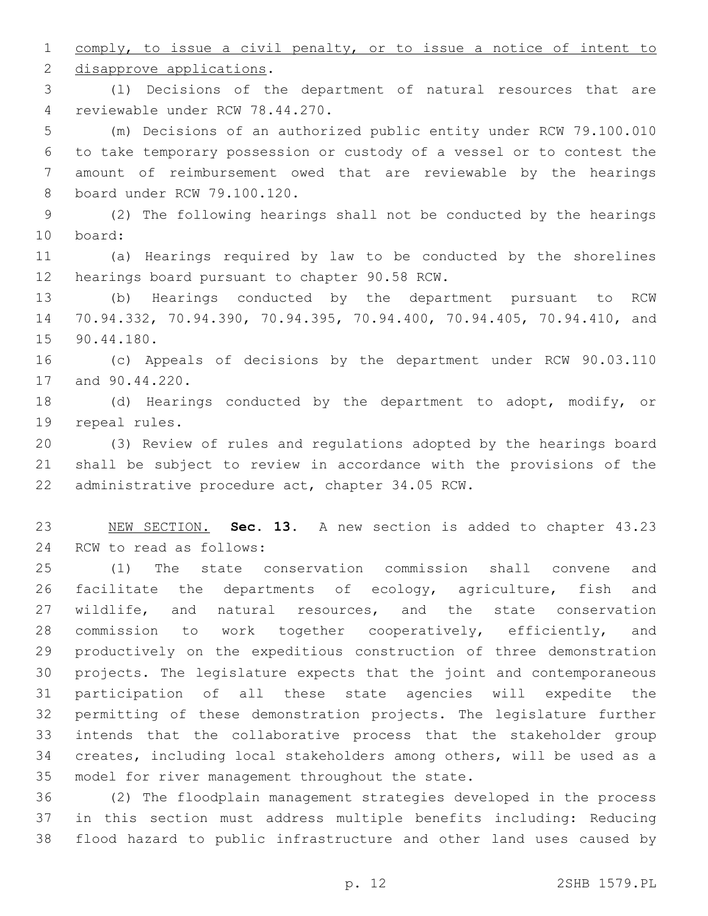comply, to issue a civil penalty, or to issue a notice of intent to disapprove applications.

(l) Decisions of the department of natural resources that are reviewable under RCW 78.44.270.

(m) Decisions of an authorized public entity under RCW 79.100.010 to take temporary possession or custody of a vessel or to contest the amount of reimbursement owed that are reviewable by the hearings board under RCW 79.100.120.

(2) The following hearings shall not be conducted by the hearings board:

(a) Hearings required by law to be conducted by the shorelines hearings board pursuant to chapter 90.58 RCW.

(b) Hearings conducted by the department pursuant to RCW 70.94.332, 70.94.390, 70.94.395, 70.94.400, 70.94.405, 70.94.410, and 90.44.180.

(c) Appeals of decisions by the department under RCW 90.03.110 and 90.44.220.

(d) Hearings conducted by the department to adopt, modify, or repeal rules.

(3) Review of rules and regulations adopted by the hearings board shall be subject to review in accordance with the provisions of the administrative procedure act, chapter 34.05 RCW.

NEW SECTION. **Sec. 13.** A new section is added to chapter 43.23 RCW to read as follows:

(1) The state conservation commission shall convene and facilitate the departments of ecology, agriculture, fish and wildlife, and natural resources, and the state conservation commission to work together cooperatively, efficiently, and productively on the expeditious construction of three demonstration projects. The legislature expects that the joint and contemporaneous participation of all these state agencies will expedite the permitting of these demonstration projects. The legislature further intends that the collaborative process that the stakeholder group creates, including local stakeholders among others, will be used as a model for river management throughout the state.

(2) The floodplain management strategies developed in the process in this section must address multiple benefits including: Reducing flood hazard to public infrastructure and other land uses caused by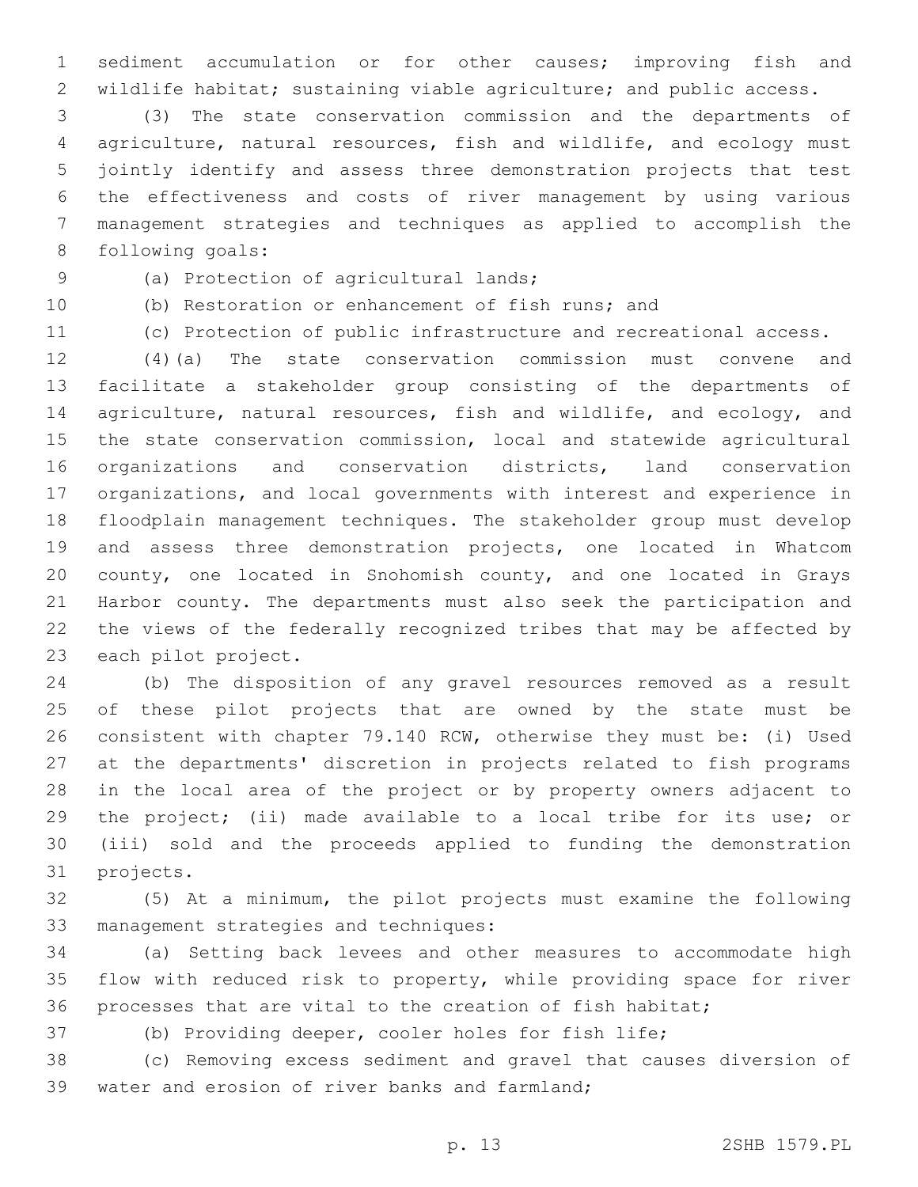sediment accumulation or for other causes; improving fish and wildlife habitat; sustaining viable agriculture; and public access.

(3) The state conservation commission and the departments of agriculture, natural resources, fish and wildlife, and ecology must jointly identify and assess three demonstration projects that test the effectiveness and costs of river management by using various management strategies and techniques as applied to accomplish the following goals:

(a) Protection of agricultural lands;

(b) Restoration or enhancement of fish runs; and

(c) Protection of public infrastructure and recreational access.

(4)(a) The state conservation commission must convene and facilitate a stakeholder group consisting of the departments of agriculture, natural resources, fish and wildlife, and ecology, and the state conservation commission, local and statewide agricultural organizations and conservation districts, land conservation organizations, and local governments with interest and experience in floodplain management techniques. The stakeholder group must develop and assess three demonstration projects, one located in Whatcom county, one located in Snohomish county, and one located in Grays Harbor county. The departments must also seek the participation and the views of the federally recognized tribes that may be affected by each pilot project.

(b) The disposition of any gravel resources removed as a result of these pilot projects that are owned by the state must be consistent with chapter 79.140 RCW, otherwise they must be: (i) Used at the departments' discretion in projects related to fish programs in the local area of the project or by property owners adjacent to the project; (ii) made available to a local tribe for its use; or (iii) sold and the proceeds applied to funding the demonstration projects.

(5) At a minimum, the pilot projects must examine the following management strategies and techniques:

(a) Setting back levees and other measures to accommodate high flow with reduced risk to property, while providing space for river processes that are vital to the creation of fish habitat;

(b) Providing deeper, cooler holes for fish life;

(c) Removing excess sediment and gravel that causes diversion of water and erosion of river banks and farmland;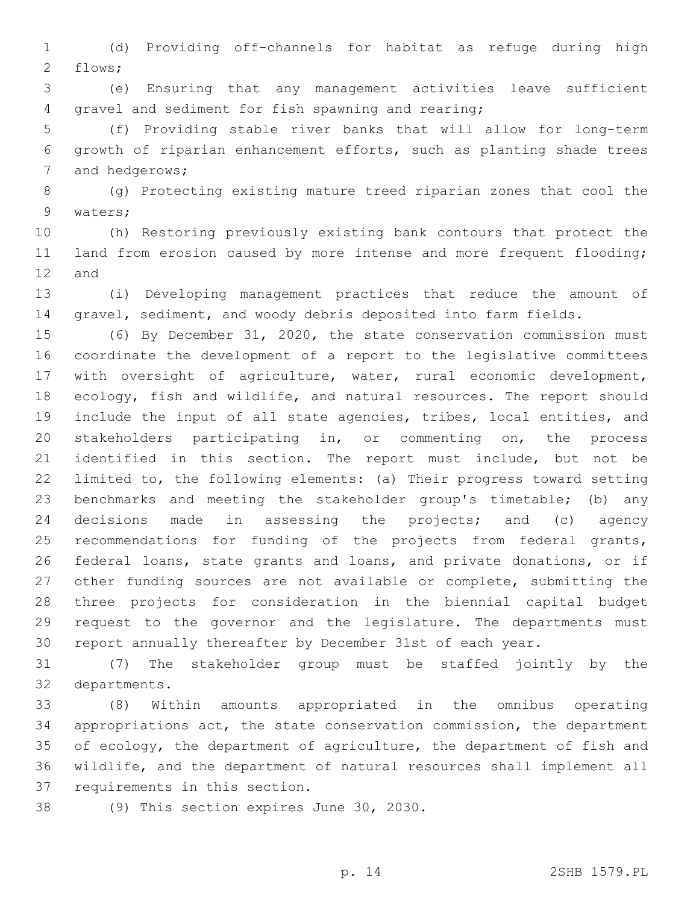(d) Providing off-channels for habitat as refuge during high flows;

(e) Ensuring that any management activities leave sufficient gravel and sediment for fish spawning and rearing;

(f) Providing stable river banks that will allow for long-term growth of riparian enhancement efforts, such as planting shade trees and hedgerows;

(g) Protecting existing mature treed riparian zones that cool the waters;

(h) Restoring previously existing bank contours that protect the land from erosion caused by more intense and more frequent flooding; and

(i) Developing management practices that reduce the amount of gravel, sediment, and woody debris deposited into farm fields.

(6) By December 31, 2020, the state conservation commission must coordinate the development of a report to the legislative committees with oversight of agriculture, water, rural economic development, ecology, fish and wildlife, and natural resources. The report should include the input of all state agencies, tribes, local entities, and stakeholders participating in, or commenting on, the process identified in this section. The report must include, but not be limited to, the following elements: (a) Their progress toward setting benchmarks and meeting the stakeholder group's timetable; (b) any decisions made in assessing the projects; and (c) agency recommendations for funding of the projects from federal grants, federal loans, state grants and loans, and private donations, or if other funding sources are not available or complete, submitting the three projects for consideration in the biennial capital budget request to the governor and the legislature. The departments must report annually thereafter by December 31st of each year.

(7) The stakeholder group must be staffed jointly by the departments.

(8) Within amounts appropriated in the omnibus operating appropriations act, the state conservation commission, the department of ecology, the department of agriculture, the department of fish and wildlife, and the department of natural resources shall implement all requirements in this section.

(9) This section expires June 30, 2030.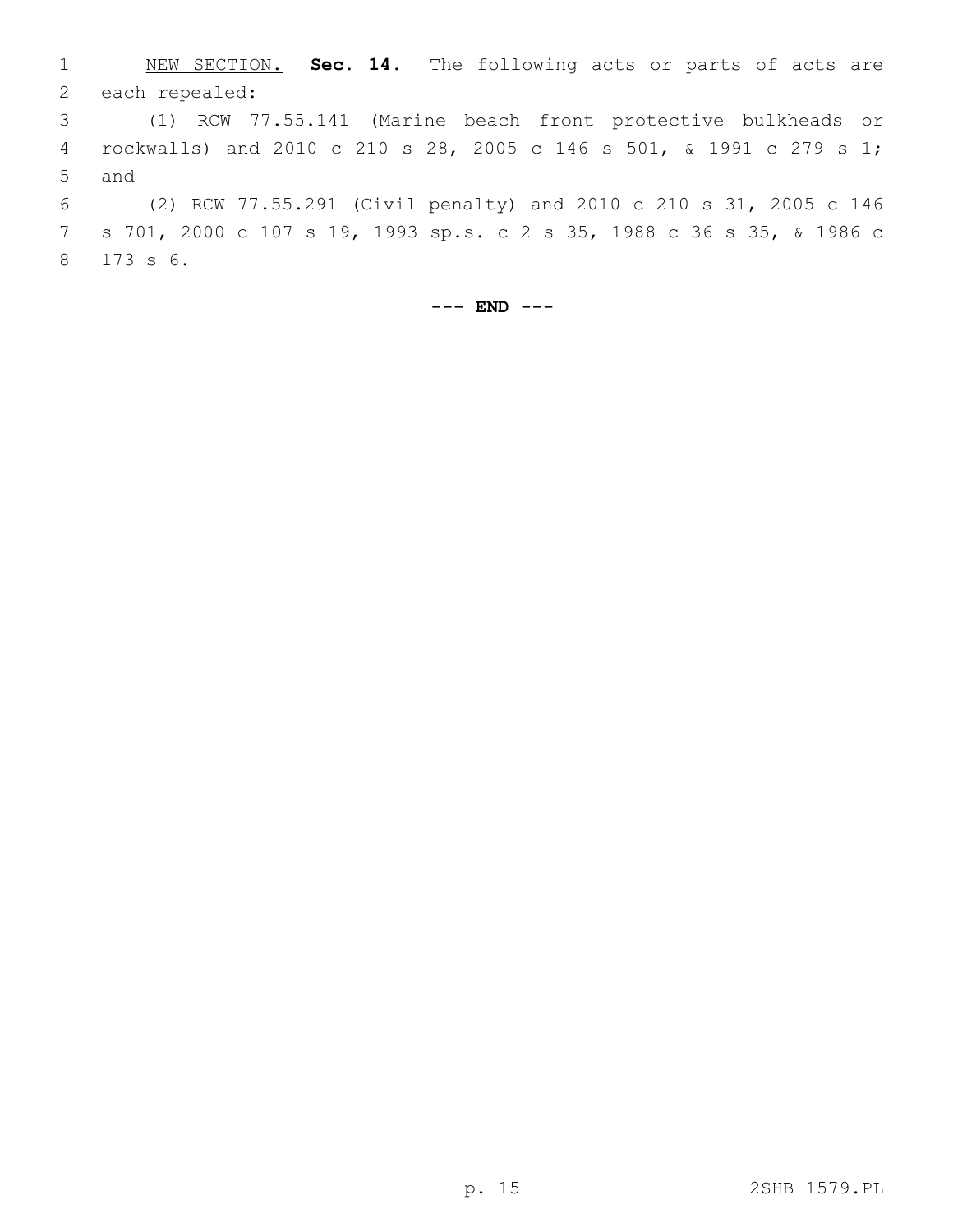NEW SECTION. **Sec. 14.** The following acts or parts of acts are each repealed:

(1) RCW 77.55.141 (Marine beach front protective bulkheads or rockwalls) and 2010 c 210 s 28, 2005 c 146 s 501, & 1991 c 279 s 1; and

(2) RCW 77.55.291 (Civil penalty) and 2010 c 210 s 31, 2005 c 146 s 701, 2000 c 107 s 19, 1993 sp.s. c 2 s 35, 1988 c 36 s 35, & 1986 c 173 s 6.

**--- END ---**